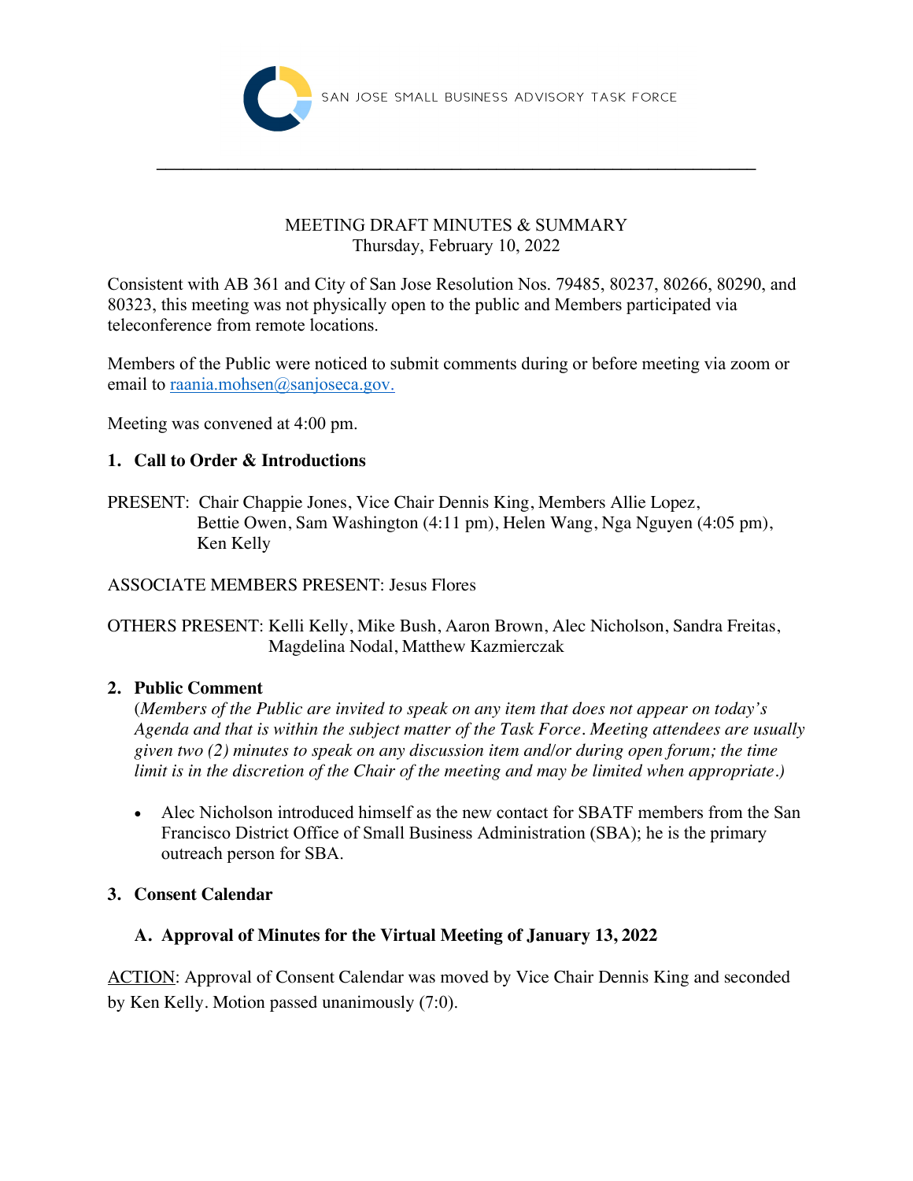SAN JOSE SMALL BUSINESS ADVISORY TASK FORCE

MEETING DRAFT MINUTES & SUMMARY
Thursday, February 10, 2022

Consistent with AB 361 and City of San Jose Resolution Nos. 79485, 80237, 80266, 80290, and 80323, this meeting was not physically open to the public and Members participated via teleconference from remote locations.

Members of the Public were noticed to submit comments during or before meeting via zoom or email to [raania.mohsen@sanjoseca.gov.](mailto:raania.mohsen@sanjoseca.gov)

Meeting was convened at 4:00 pm.

## 1. Call to Order & Introductions

PRESENT: Chair Chappie Jones, Vice Chair Dennis King, Members Allie Lopez, Bettie Owen, Sam Washington (4:11 pm), Helen Wang, Nga Nguyen (4:05 pm), Ken Kelly

ASSOCIATE MEMBERS PRESENT: Jesus Flores

OTHERS PRESENT: Kelli Kelly, Mike Bush, Aaron Brown, Alec Nicholson, Sandra Freitas, Magdelina Nodal, Matthew Kazmierczak

## 2. Public Comment

(*Members of the Public are invited to speak on any item that does not appear on today's Agenda and that is within the subject matter of the Task Force. Meeting attendees are usually given two (2) minutes to speak on any discussion item and/or during open forum; the time limit is in the discretion of the Chair of the meeting and may be limited when appropriate.*)

- Alec Nicholson introduced himself as the new contact for SBATF members from the San Francisco District Office of Small Business Administration (SBA); he is the primary outreach person for SBA.

## 3. Consent Calendar

### A. Approval of Minutes for the Virtual Meeting of January 13, 2022

ACTION: Approval of Consent Calendar was moved by Vice Chair Dennis King and seconded by Ken Kelly. Motion passed unanimously (7:0).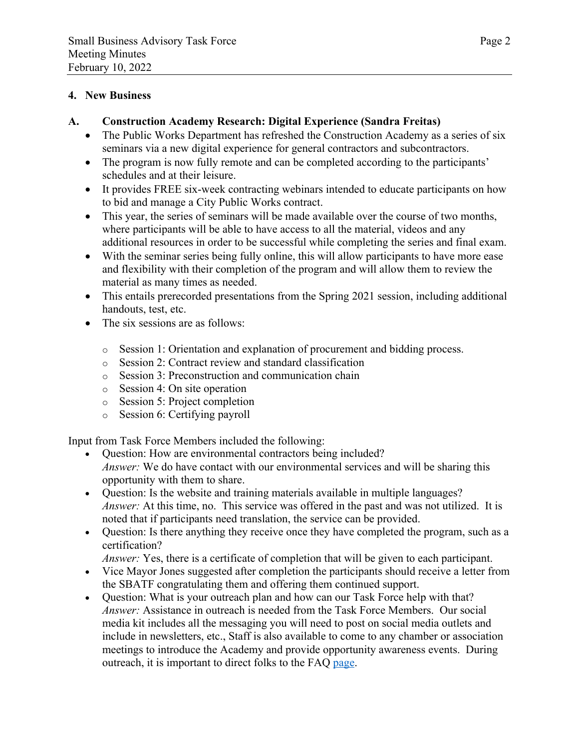## 4. New Business

### A. Construction Academy Research: Digital Experience (Sandra Freitas)

- The Public Works Department has refreshed the Construction Academy as a series of six seminars via a new digital experience for general contractors and subcontractors.
- The program is now fully remote and can be completed according to the participants' schedules and at their leisure.
- It provides FREE six-week contracting webinars intended to educate participants on how to bid and manage a City Public Works contract.
- This year, the series of seminars will be made available over the course of two months, where participants will be able to have access to all the material, videos and any additional resources in order to be successful while completing the series and final exam.
- With the seminar series being fully online, this will allow participants to have more ease and flexibility with their completion of the program and will allow them to review the material as many times as needed.
- This entails prerecorded presentations from the Spring 2021 session, including additional handouts, test, etc.
- The six sessions are as follows:
  - Session 1: Orientation and explanation of procurement and bidding process.
  - Session 2: Contract review and standard classification
  - Session 3: Preconstruction and communication chain
  - Session 4: On site operation
  - Session 5: Project completion
  - Session 6: Certifying payroll

Input from Task Force Members included the following:

- Question: How are environmental contractors being included?
  *Answer:* We do have contact with our environmental services and will be sharing this opportunity with them to share.
- Question: Is the website and training materials available in multiple languages?
  *Answer:* At this time, no. This service was offered in the past and was not utilized. It is noted that if participants need translation, the service can be provided.
- Question: Is there anything they receive once they have completed the program, such as a certification?
  *Answer:* Yes, there is a certificate of completion that will be given to each participant.
- Vice Mayor Jones suggested after completion the participants should receive a letter from the SBATF congratulating them and offering them continued support.
- Question: What is your outreach plan and how can our Task Force help with that?
  *Answer:* Assistance in outreach is needed from the Task Force Members. Our social media kit includes all the messaging you will need to post on social media outlets and include in newsletters, etc., Staff is also available to come to any chamber or association meetings to introduce the Academy and provide opportunity awareness events. During outreach, it is important to direct folks to the FAQ page.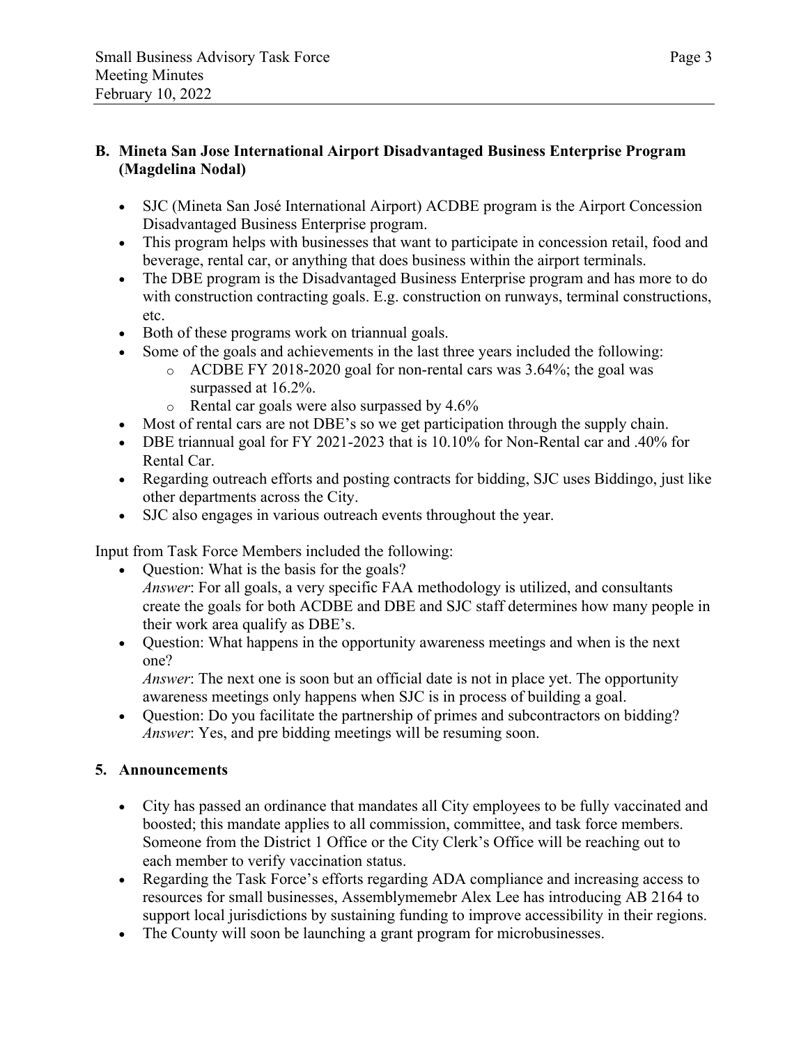### B. Mineta San Jose International Airport Disadvantaged Business Enterprise Program (Magdelina Nodal)

- SJC (Mineta San José International Airport) ACDBE program is the Airport Concession Disadvantaged Business Enterprise program.
- This program helps with businesses that want to participate in concession retail, food and beverage, rental car, or anything that does business within the airport terminals.
- The DBE program is the Disadvantaged Business Enterprise program and has more to do with construction contracting goals. E.g. construction on runways, terminal constructions, etc.
- Both of these programs work on triannual goals.
- Some of the goals and achievements in the last three years included the following:
  - ACDBE FY 2018-2020 goal for non-rental cars was 3.64%; the goal was surpassed at 16.2%.
  - Rental car goals were also surpassed by 4.6%
- Most of rental cars are not DBE's so we get participation through the supply chain.
- DBE triannual goal for FY 2021-2023 that is 10.10% for Non-Rental car and .40% for Rental Car.
- Regarding outreach efforts and posting contracts for bidding, SJC uses Biddingo, just like other departments across the City.
- SJC also engages in various outreach events throughout the year.

Input from Task Force Members included the following:

- Question: What is the basis for the goals?
  *Answer*: For all goals, a very specific FAA methodology is utilized, and consultants create the goals for both ACDBE and DBE and SJC staff determines how many people in their work area qualify as DBE's.
- Question: What happens in the opportunity awareness meetings and when is the next one?
  *Answer*: The next one is soon but an official date is not in place yet. The opportunity awareness meetings only happens when SJC is in process of building a goal.
- Question: Do you facilitate the partnership of primes and subcontractors on bidding?
  *Answer*: Yes, and pre bidding meetings will be resuming soon.

## 5. Announcements

- City has passed an ordinance that mandates all City employees to be fully vaccinated and boosted; this mandate applies to all commission, committee, and task force members. Someone from the District 1 Office or the City Clerk's Office will be reaching out to each member to verify vaccination status.
- Regarding the Task Force's efforts regarding ADA compliance and increasing access to resources for small businesses, Assemblymemebr Alex Lee has introducing AB 2164 to support local jurisdictions by sustaining funding to improve accessibility in their regions.
- The County will soon be launching a grant program for microbusinesses.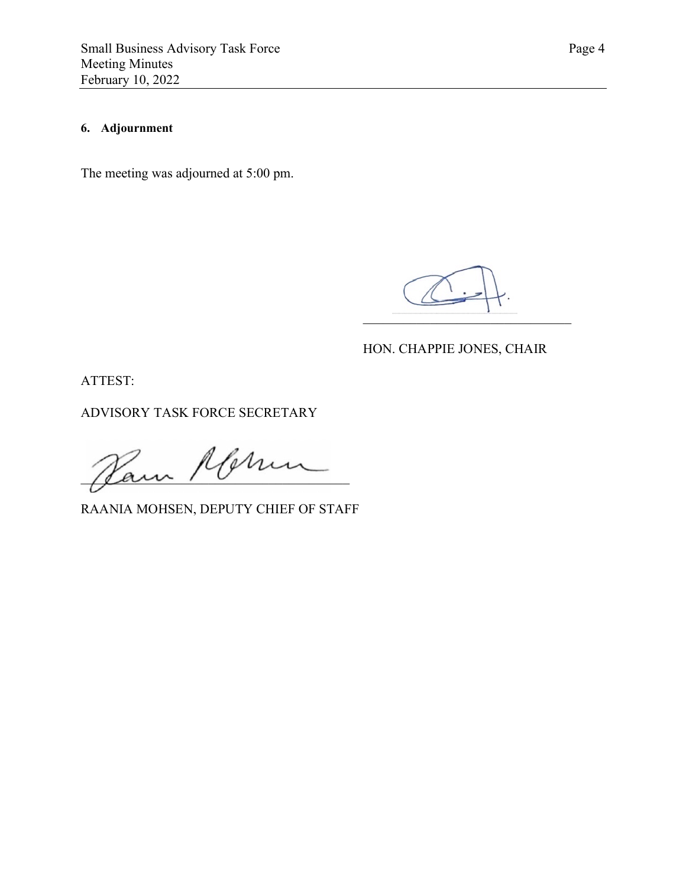**6. Adjournment**

The meeting was adjourned at 5:00 pm.

\_\_\_\_\_\_\_\_\_\_\_\_\_\_\_\_\_\_\_\_\_\_\_\_\_\_\_\_\_\_\_\_

HON. CHAPPIE JONES, CHAIR

ATTEST:

ADVISORY TASK FORCE SECRETARY

\_\_\_\_\_\_\_\_\_\_\_\_\_\_\_\_\_\_\_\_\_\_\_\_\_\_\_\_\_\_\_\_

RAANIA MOHSEN, DEPUTY CHIEF OF STAFF